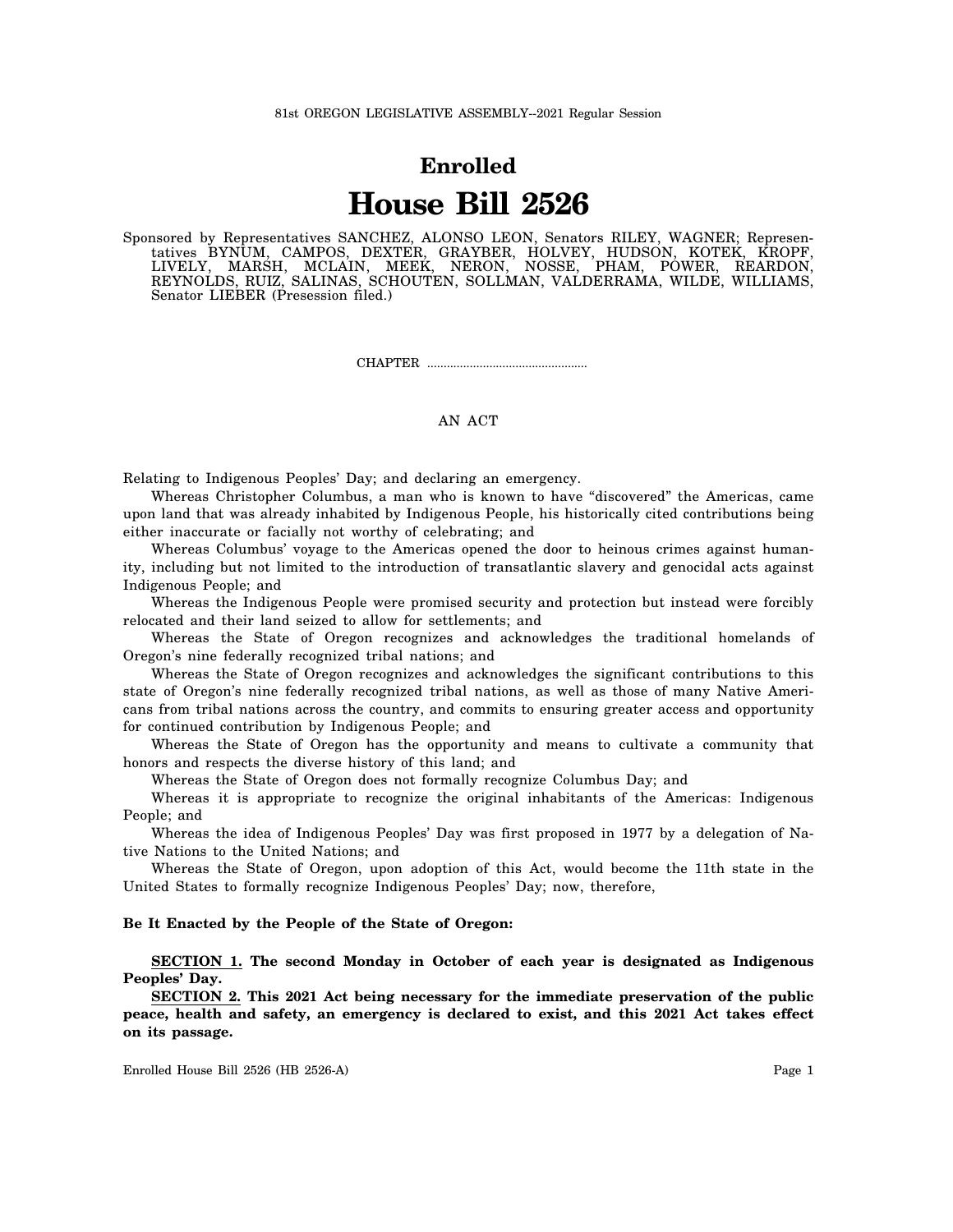81st OREGON LEGISLATIVE ASSEMBLY--2021 Regular Session

# Enrolled

# House Bill 2526

Sponsored by Representatives SANCHEZ, ALONSO LEON, Senators RILEY, WAGNER; Representatives BYNUM, CAMPOS, DEXTER, GRAYBER, HOLVEY, HUDSON, KOTEK, KROPF, LIVELY, MARSH, MCLAIN, MEEK, NERON, NOSSE, PHAM, POWER, REARDON, REYNOLDS, RUIZ, SALINAS, SCHOUTEN, SOLLMAN, VALDERRAMA, WILDE, WILLIAMS, Senator LIEBER (Presession filed.)

CHAPTER ................................................

AN ACT

Relating to Indigenous Peoples' Day; and declaring an emergency.

Whereas Christopher Columbus, a man who is known to have "discovered" the Americas, came upon land that was already inhabited by Indigenous People, his historically cited contributions being either inaccurate or facially not worthy of celebrating; and

Whereas Columbus' voyage to the Americas opened the door to heinous crimes against humanity, including but not limited to the introduction of transatlantic slavery and genocidal acts against Indigenous People; and

Whereas the Indigenous People were promised security and protection but instead were forcibly relocated and their land seized to allow for settlements; and

Whereas the State of Oregon recognizes and acknowledges the traditional homelands of Oregon's nine federally recognized tribal nations; and

Whereas the State of Oregon recognizes and acknowledges the significant contributions to this state of Oregon's nine federally recognized tribal nations, as well as those of many Native Americans from tribal nations across the country, and commits to ensuring greater access and opportunity for continued contribution by Indigenous People; and

Whereas the State of Oregon has the opportunity and means to cultivate a community that honors and respects the diverse history of this land; and

Whereas the State of Oregon does not formally recognize Columbus Day; and

Whereas it is appropriate to recognize the original inhabitants of the Americas: Indigenous People; and

Whereas the idea of Indigenous Peoples' Day was first proposed in 1977 by a delegation of Native Nations to the United Nations; and

Whereas the State of Oregon, upon adoption of this Act, would become the 11th state in the United States to formally recognize Indigenous Peoples' Day; now, therefore,

**Be It Enacted by the People of the State of Oregon:**

**SECTION 1. The second Monday in October of each year is designated as Indigenous Peoples' Day.**

**SECTION 2. This 2021 Act being necessary for the immediate preservation of the public peace, health and safety, an emergency is declared to exist, and this 2021 Act takes effect on its passage.**

Enrolled House Bill 2526 (HB 2526-A)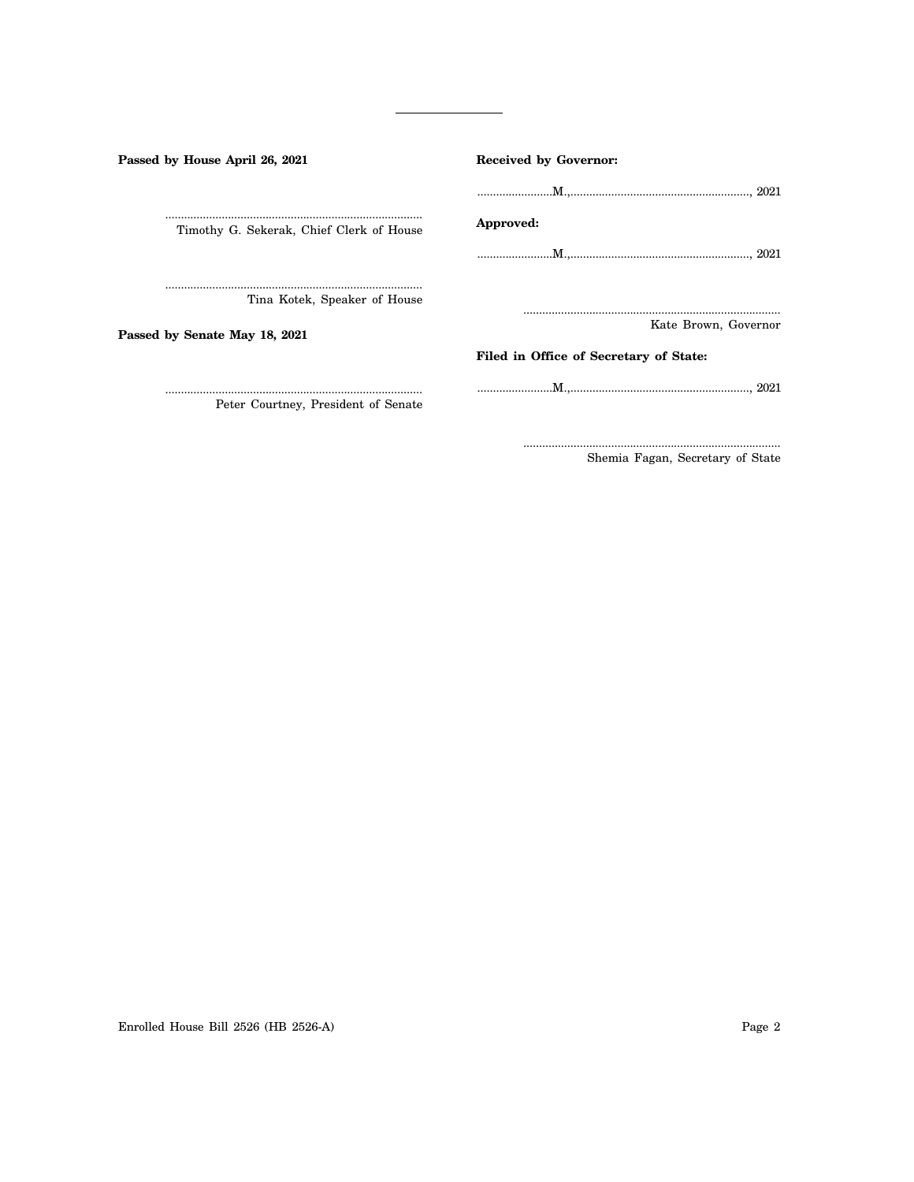**Passed by House April 26, 2021**

..................................................................................
Timothy G. Sekerak, Chief Clerk of House

..................................................................................
Tina Kotek, Speaker of House

**Passed by Senate May 18, 2021**

..................................................................................
Peter Courtney, President of Senate

**Received by Governor:**

........................M.,........................................................., 2021

**Approved:**

........................M.,........................................................., 2021

..................................................................................
Kate Brown, Governor

**Filed in Office of Secretary of State:**

........................M.,........................................................., 2021

..................................................................................
Shemia Fagan, Secretary of State